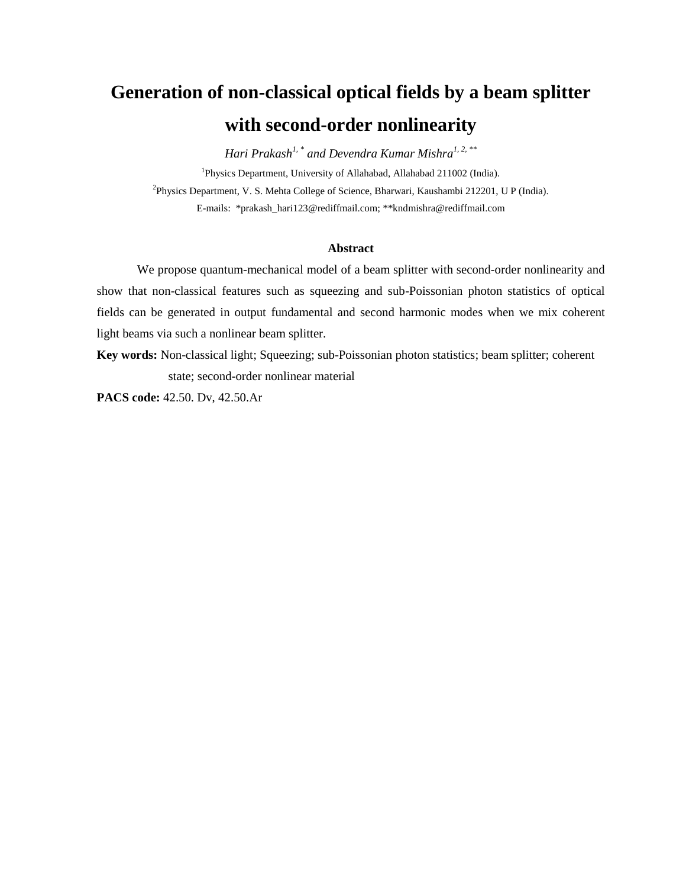# Generation of non-classical optical fields by a beam splitter with second-order nonlinearity

*Hari Prakash*[1, *] *and Devendra Kumar Mishra*[1, 2, **]

[1]Physics Department, University of Allahabad, Allahabad 211002 (India).

[2]Physics Department, V. S. Mehta College of Science, Bharwari, Kaushambi 212201, U P (India).

E-mails: *prakash_hari123@rediffmail.com; **kndmishra@rediffmail.com

## Abstract

We propose quantum-mechanical model of a beam splitter with second-order nonlinearity and show that non-classical features such as squeezing and sub-Poissonian photon statistics of optical fields can be generated in output fundamental and second harmonic modes when we mix coherent light beams via such a nonlinear beam splitter.

**Key words:** Non-classical light; Squeezing; sub-Poissonian photon statistics; beam splitter; coherent state; second-order nonlinear material

**PACS code:** 42.50. Dv, 42.50.Ar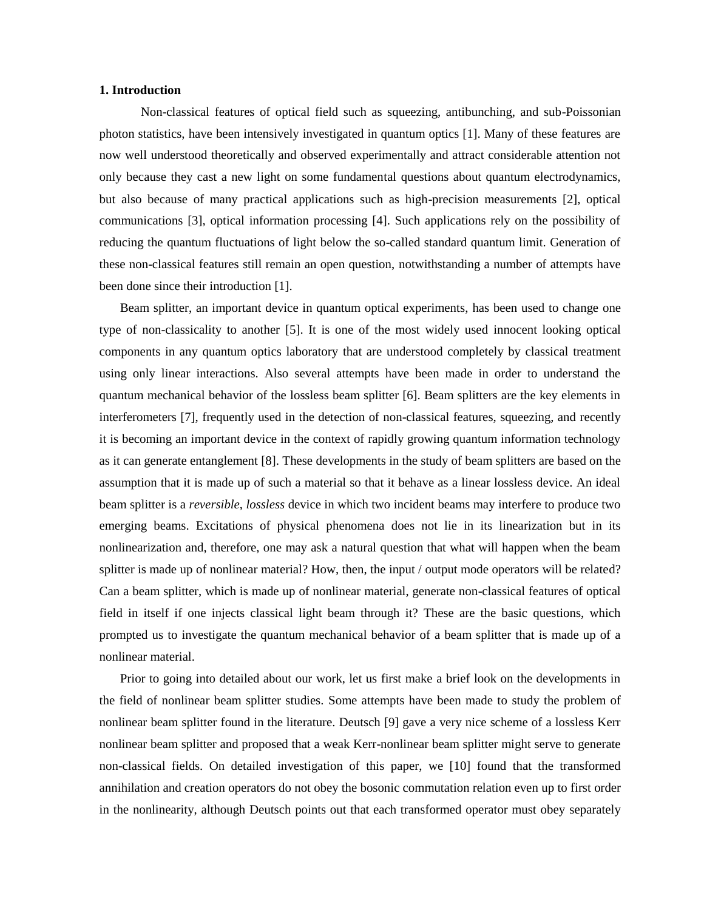**1. Introduction**

Non-classical features of optical field such as squeezing, antibunching, and sub-Poissonian photon statistics, have been intensively investigated in quantum optics [1]. Many of these features are now well understood theoretically and observed experimentally and attract considerable attention not only because they cast a new light on some fundamental questions about quantum electrodynamics, but also because of many practical applications such as high-precision measurements [2], optical communications [3], optical information processing [4]. Such applications rely on the possibility of reducing the quantum fluctuations of light below the so-called standard quantum limit. Generation of these non-classical features still remain an open question, notwithstanding a number of attempts have been done since their introduction [1].

Beam splitter, an important device in quantum optical experiments, has been used to change one type of non-classicality to another [5]. It is one of the most widely used innocent looking optical components in any quantum optics laboratory that are understood completely by classical treatment using only linear interactions. Also several attempts have been made in order to understand the quantum mechanical behavior of the lossless beam splitter [6]. Beam splitters are the key elements in interferometers [7], frequently used in the detection of non-classical features, squeezing, and recently it is becoming an important device in the context of rapidly growing quantum information technology as it can generate entanglement [8]. These developments in the study of beam splitters are based on the assumption that it is made up of such a material so that it behave as a linear lossless device. An ideal beam splitter is a *reversible*, *lossless* device in which two incident beams may interfere to produce two emerging beams. Excitations of physical phenomena does not lie in its linearization but in its nonlinearization and, therefore, one may ask a natural question that what will happen when the beam splitter is made up of nonlinear material? How, then, the input / output mode operators will be related? Can a beam splitter, which is made up of nonlinear material, generate non-classical features of optical field in itself if one injects classical light beam through it? These are the basic questions, which prompted us to investigate the quantum mechanical behavior of a beam splitter that is made up of a nonlinear material.

Prior to going into detailed about our work, let us first make a brief look on the developments in the field of nonlinear beam splitter studies. Some attempts have been made to study the problem of nonlinear beam splitter found in the literature. Deutsch [9] gave a very nice scheme of a lossless Kerr nonlinear beam splitter and proposed that a weak Kerr-nonlinear beam splitter might serve to generate non-classical fields. On detailed investigation of this paper, we [10] found that the transformed annihilation and creation operators do not obey the bosonic commutation relation even up to first order in the nonlinearity, although Deutsch points out that each transformed operator must obey separately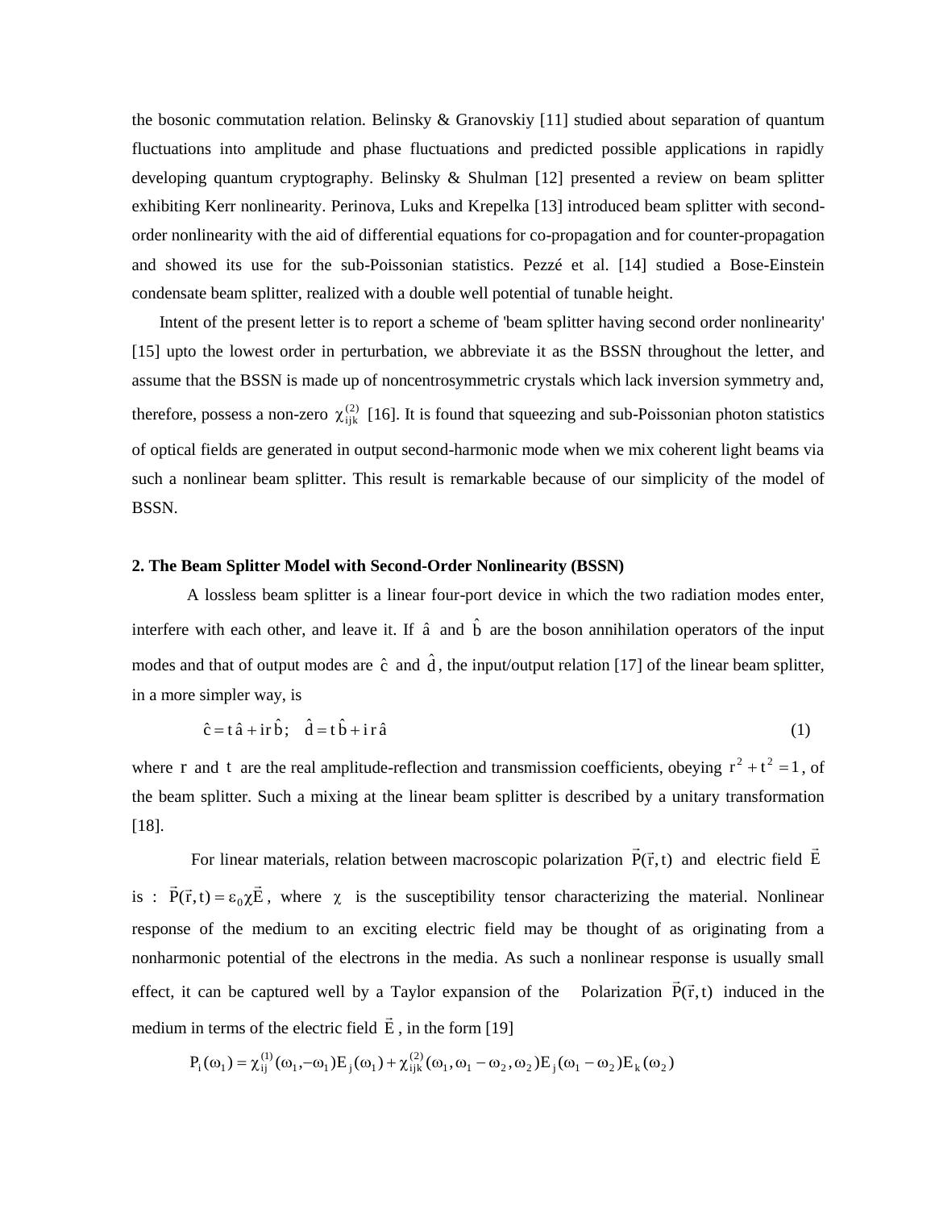the bosonic commutation relation. Belinsky & Granovskiy [11] studied about separation of quantum fluctuations into amplitude and phase fluctuations and predicted possible applications in rapidly developing quantum cryptography. Belinsky & Shulman [12] presented a review on beam splitter exhibiting Kerr nonlinearity. Perinova, Luks and Krepelka [13] introduced beam splitter with second-order nonlinearity with the aid of differential equations for co-propagation and for counter-propagation and showed its use for the sub-Poissonian statistics. Pezzé et al. [14] studied a Bose-Einstein condensate beam splitter, realized with a double well potential of tunable height.

Intent of the present letter is to report a scheme of 'beam splitter having second order nonlinearity' [15] upto the lowest order in perturbation, we abbreviate it as the BSSN throughout the letter, and assume that the BSSN is made up of noncentrosymmetric crystals which lack inversion symmetry and, therefore, possess a non-zero $\chi^{(2)}_{ijk}$ [16]. It is found that squeezing and sub-Poissonian photon statistics of optical fields are generated in output second-harmonic mode when we mix coherent light beams via such a nonlinear beam splitter. This result is remarkable because of our simplicity of the model of BSSN.

## 2. The Beam Splitter Model with Second-Order Nonlinearity (BSSN)

A lossless beam splitter is a linear four-port device in which the two radiation modes enter, interfere with each other, and leave it. If $\hat{a}$ and $\hat{b}$ are the boson annihilation operators of the input modes and that of output modes are $\hat{c}$ and $\hat{d}$, the input/output relation [17] of the linear beam splitter, in a more simpler way, is

$$\hat{c} = t\,\hat{a} + ir\,\hat{b}; \quad \hat{d} = t\,\hat{b} + i\,r\,\hat{a} \tag{1}$$

where $r$ and $t$ are the real amplitude-reflection and transmission coefficients, obeying $r^2 + t^2 = 1$, of the beam splitter. Such a mixing at the linear beam splitter is described by a unitary transformation [18].

For linear materials, relation between macroscopic polarization $\vec{P}(\vec{r},t)$ and electric field $\vec{E}$ is : $\vec{P}(\vec{r},t) = \varepsilon_0 \chi \vec{E}$, where $\chi$ is the susceptibility tensor characterizing the material. Nonlinear response of the medium to an exciting electric field may be thought of as originating from a nonharmonic potential of the electrons in the media. As such a nonlinear response is usually small effect, it can be captured well by a Taylor expansion of the Polarization $\vec{P}(\vec{r},t)$ induced in the medium in terms of the electric field $\vec{E}$, in the form [19]

$$P_i(\omega_1) = \chi^{(1)}_{ij}(\omega_1, -\omega_1)E_j(\omega_1) + \chi^{(2)}_{ijk}(\omega_1, \omega_1 - \omega_2, \omega_2)E_j(\omega_1 - \omega_2)E_k(\omega_2)$$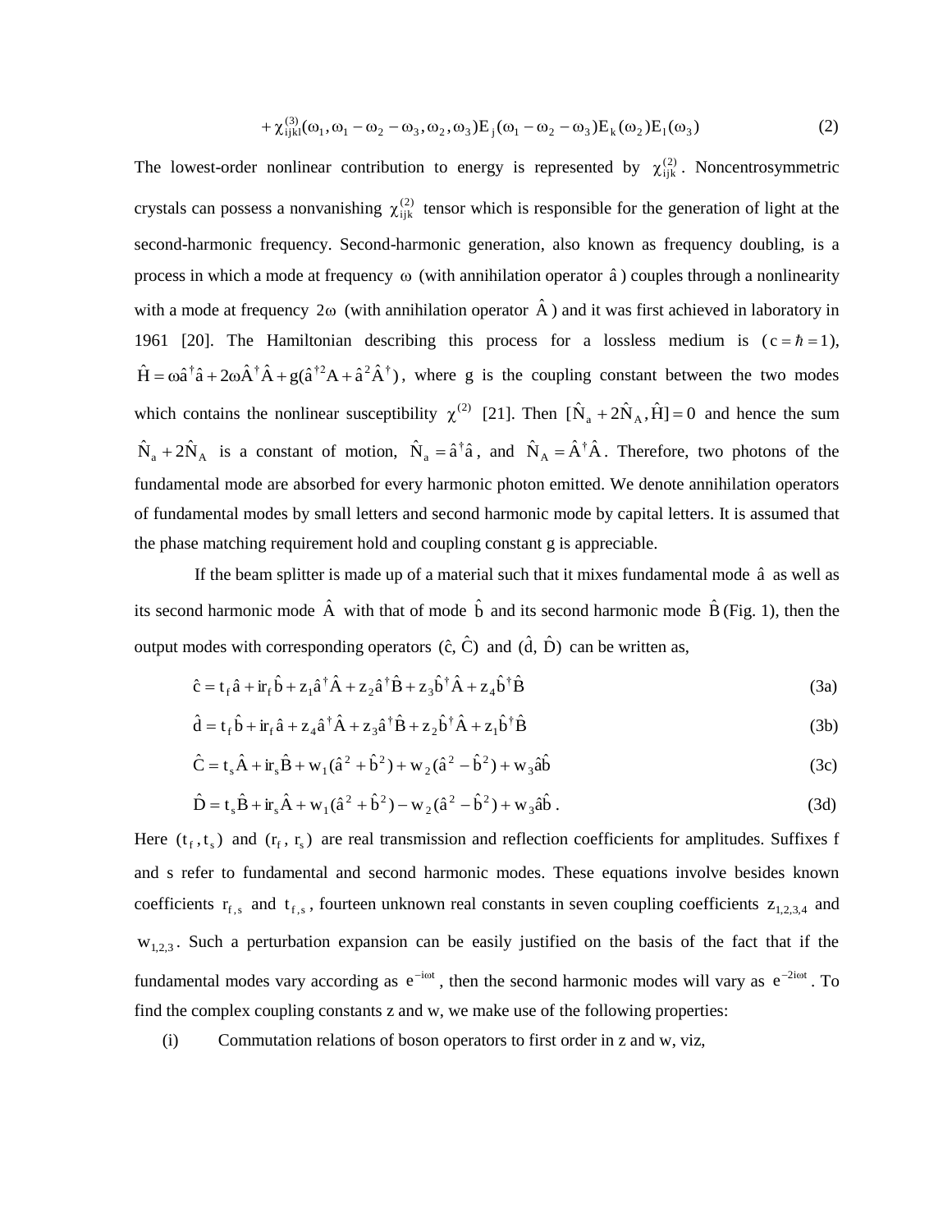$$+\chi^{(3)}_{ijkl}(\omega_1, \omega_1 - \omega_2 - \omega_3, \omega_2, \omega_3) E_j(\omega_1 - \omega_2 - \omega_3) E_k(\omega_2) E_l(\omega_3) \tag{2}$$

The lowest-order nonlinear contribution to energy is represented by $\chi^{(2)}_{ijk}$. Noncentrosymmetric crystals can possess a nonvanishing $\chi^{(2)}_{ijk}$ tensor which is responsible for the generation of light at the second-harmonic frequency. Second-harmonic generation, also known as frequency doubling, is a process in which a mode at frequency $\omega$ (with annihilation operator $\hat{a}$) couples through a nonlinearity with a mode at frequency $2\omega$ (with annihilation operator $\hat{A}$) and it was first achieved in laboratory in 1961 [20]. The Hamiltonian describing this process for a lossless medium is ($c = \hbar = 1$), $\hat{H} = \omega \hat{a}^\dagger \hat{a} + 2\omega \hat{A}^\dagger \hat{A} + g(\hat{a}^{\dagger 2} A + \hat{a}^2 \hat{A}^\dagger)$, where g is the coupling constant between the two modes which contains the nonlinear susceptibility $\chi^{(2)}$ [21]. Then $[\hat{N}_a + 2\hat{N}_A, \hat{H}] = 0$ and hence the sum $\hat{N}_a + 2\hat{N}_A$ is a constant of motion, $\hat{N}_a = \hat{a}^\dagger \hat{a}$, and $\hat{N}_A = \hat{A}^\dagger \hat{A}$. Therefore, two photons of the fundamental mode are absorbed for every harmonic photon emitted. We denote annihilation operators of fundamental modes by small letters and second harmonic mode by capital letters. It is assumed that the phase matching requirement hold and coupling constant g is appreciable.

If the beam splitter is made up of a material such that it mixes fundamental mode $\hat{a}$ as well as its second harmonic mode $\hat{A}$ with that of mode $\hat{b}$ and its second harmonic mode $\hat{B}$ (Fig. 1), then the output modes with corresponding operators $(\hat{c}, \hat{C})$ and $(\hat{d}, \hat{D})$ can be written as,

$$\hat{c} = t_f \hat{a} + i r_f \hat{b} + z_1 \hat{a}^\dagger \hat{A} + z_2 \hat{a}^\dagger \hat{B} + z_3 \hat{b}^\dagger \hat{A} + z_4 \hat{b}^\dagger \hat{B} \tag{3a}$$

$$\hat{d} = t_f \hat{b} + i r_f \hat{a} + z_4 \hat{a}^\dagger \hat{A} + z_3 \hat{a}^\dagger \hat{B} + z_2 \hat{b}^\dagger \hat{A} + z_1 \hat{b}^\dagger \hat{B} \tag{3b}$$

$$\hat{C} = t_s \hat{A} + i r_s \hat{B} + w_1(\hat{a}^2 + \hat{b}^2) + w_2(\hat{a}^2 - \hat{b}^2) + w_3 \hat{a}\hat{b} \tag{3c}$$

$$\hat{D} = t_s \hat{B} + i r_s \hat{A} + w_1(\hat{a}^2 + \hat{b}^2) - w_2(\hat{a}^2 - \hat{b}^2) + w_3 \hat{a}\hat{b} \,. \tag{3d}$$

Here $(t_f, t_s)$ and $(r_f, r_s)$ are real transmission and reflection coefficients for amplitudes. Suffixes f and s refer to fundamental and second harmonic modes. These equations involve besides known coefficients $r_{f,s}$ and $t_{f,s}$, fourteen unknown real constants in seven coupling coefficients $z_{1,2,3,4}$ and $w_{1,2,3}$. Such a perturbation expansion can be easily justified on the basis of the fact that if the fundamental modes vary according as $e^{-i\omega t}$, then the second harmonic modes will vary as $e^{-2i\omega t}$. To find the complex coupling constants z and w, we make use of the following properties:

(i) Commutation relations of boson operators to first order in z and w, viz,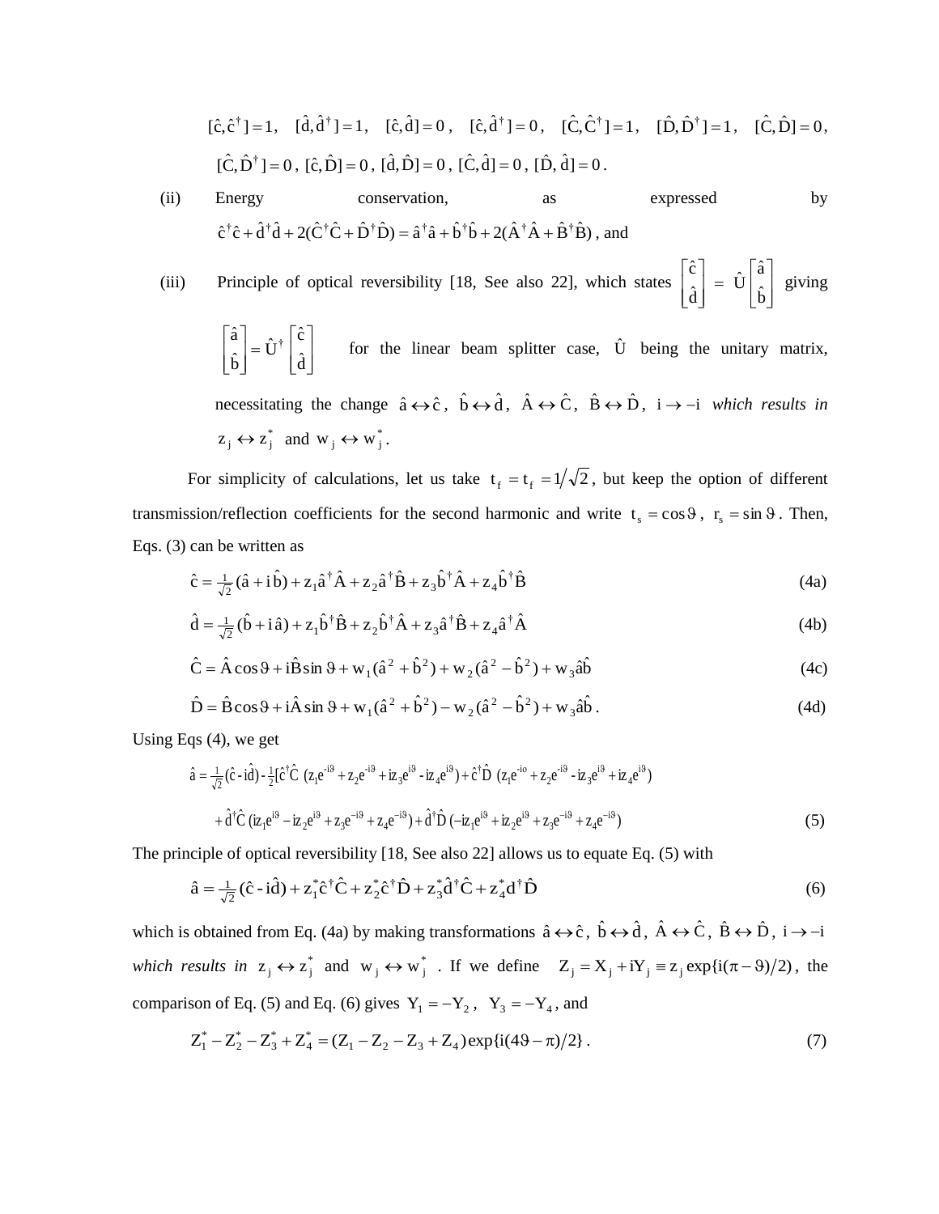$$[\hat{c},\hat{c}^\dagger]=1,\quad [\hat{d},\hat{d}^\dagger]=1,\quad [\hat{c},\hat{d}]=0\,,\quad [\hat{c},\hat{d}^\dagger]=0\,,\quad [\hat{C},\hat{C}^\dagger]=1,\quad [\hat{D},\hat{D}^\dagger]=1,\quad [\hat{C},\hat{D}]=0,$$

$$[\hat{C},\hat{D}^\dagger]=0\,,\ [\hat{c},\hat{D}]=0\,,\ [\hat{d},\hat{D}]=0\,,\ [\hat{C},\hat{d}]=0\,,\ [\hat{D},\hat{d}]=0\,.$$

(ii) Energy conservation, as expressed by $\hat{c}^\dagger\hat{c}+\hat{d}^\dagger\hat{d}+2(\hat{C}^\dagger\hat{C}+\hat{D}^\dagger\hat{D})=\hat{a}^\dagger\hat{a}+\hat{b}^\dagger\hat{b}+2(\hat{A}^\dagger\hat{A}+\hat{B}^\dagger\hat{B})$, and

(iii) Principle of optical reversibility [18, See also 22], which states $\begin{bmatrix}\hat{c}\\ \hat{d}\end{bmatrix}=\hat{U}\begin{bmatrix}\hat{a}\\ \hat{b}\end{bmatrix}$ giving $\begin{bmatrix}\hat{a}\\ \hat{b}\end{bmatrix}=\hat{U}^\dagger\begin{bmatrix}\hat{c}\\ \hat{d}\end{bmatrix}$ for the linear beam splitter case, $\hat{U}$ being the unitary matrix, necessitating the change $\hat{a}\leftrightarrow\hat{c}$, $\hat{b}\leftrightarrow\hat{d}$, $\hat{A}\leftrightarrow\hat{C}$, $\hat{B}\leftrightarrow\hat{D}$, $i\to -i$ *which results in* $z_j\leftrightarrow z_j^*$ and $w_j\leftrightarrow w_j^*$.

For simplicity of calculations, let us take $t_f = t_f = 1/\sqrt{2}$, but keep the option of different transmission/reflection coefficients for the second harmonic and write $t_s=\cos\vartheta$, $r_s=\sin\vartheta$. Then, Eqs. (3) can be written as

$$\hat{c}=\tfrac{1}{\sqrt{2}}(\hat{a}+i\,\hat{b})+z_1\hat{a}^\dagger\hat{A}+z_2\hat{a}^\dagger\hat{B}+z_3\hat{b}^\dagger\hat{A}+z_4\hat{b}^\dagger\hat{B} \tag{4a}$$

$$\hat{d}=\tfrac{1}{\sqrt{2}}(\hat{b}+i\,\hat{a})+z_1\hat{b}^\dagger\hat{B}+z_2\hat{b}^\dagger\hat{A}+z_3\hat{a}^\dagger\hat{B}+z_4\hat{a}^\dagger\hat{A} \tag{4b}$$

$$\hat{C}=\hat{A}\cos\vartheta+i\hat{B}\sin\vartheta+w_1(\hat{a}^2+\hat{b}^2)+w_2(\hat{a}^2-\hat{b}^2)+w_3\hat{a}\hat{b} \tag{4c}$$

$$\hat{D}=\hat{B}\cos\vartheta+i\hat{A}\sin\vartheta+w_1(\hat{a}^2+\hat{b}^2)-w_2(\hat{a}^2-\hat{b}^2)+w_3\hat{a}\hat{b}\,. \tag{4d}$$

Using Eqs (4), we get

$$\hat{a}=\tfrac{1}{\sqrt{2}}(\hat{c}-i\hat{d})-\tfrac{1}{2}[\hat{c}^\dagger\hat{C}\ (z_1e^{-i\vartheta}+z_2e^{-i\vartheta}+iz_3e^{i\vartheta}-iz_4e^{i\vartheta})+\hat{c}^\dagger\hat{D}\ (z_1e^{-io}+z_2e^{-i\vartheta}-iz_3e^{i\vartheta}+iz_4e^{i\vartheta})$$

$$+\hat{d}^\dagger\hat{C}\,(iz_1e^{i\vartheta}-iz_2e^{i\vartheta}+z_3e^{-i\vartheta}+z_4e^{-i\vartheta})+\hat{d}^\dagger\hat{D}\,(-iz_1e^{i\vartheta}+iz_2e^{i\vartheta}+z_3e^{-i\vartheta}+z_4e^{-i\vartheta}) \tag{5}$$

The principle of optical reversibility [18, See also 22] allows us to equate Eq. (5) with

$$\hat{a}=\tfrac{1}{\sqrt{2}}(\hat{c}-i\hat{d})+z_1^*\hat{c}^\dagger\hat{C}+z_2^*\hat{c}^\dagger\hat{D}+z_3^*\hat{d}^\dagger\hat{C}+z_4^*\hat{d}^\dagger\hat{D} \tag{6}$$

which is obtained from Eq. (4a) by making transformations $\hat{a}\leftrightarrow\hat{c}$, $\hat{b}\leftrightarrow\hat{d}$, $\hat{A}\leftrightarrow\hat{C}$, $\hat{B}\leftrightarrow\hat{D}$, $i\to -i$ *which results in* $z_j\leftrightarrow z_j^*$ and $w_j\leftrightarrow w_j^*$. If we define $Z_j = X_j + iY_j \equiv z_j\exp\{i(\pi-\vartheta)/2\}$, the comparison of Eq. (5) and Eq. (6) gives $Y_1=-Y_2$, $Y_3=-Y_4$, and

$$Z_1^*-Z_2^*-Z_3^*+Z_4^*=(Z_1-Z_2-Z_3+Z_4)\exp\{i(4\vartheta-\pi)/2\}\,. \tag{7}$$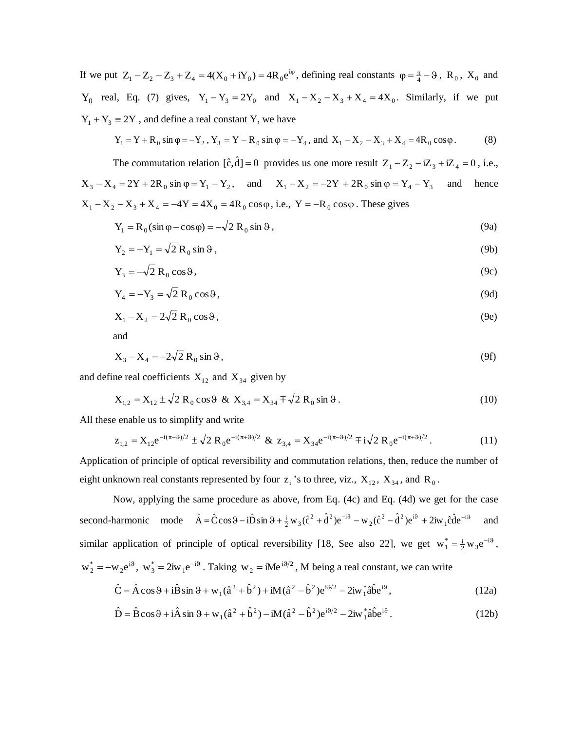If we put $Z_1 - Z_2 - Z_3 + Z_4 = 4(X_0 + iY_0) = 4R_0 e^{i\varphi}$, defining real constants $\varphi = \frac{\pi}{4} - \vartheta$, $R_0$, $X_0$ and $Y_0$ real, Eq. (7) gives, $Y_1 - Y_3 = 2Y_0$ and $X_1 - X_2 - X_3 + X_4 = 4X_0$. Similarly, if we put $Y_1 + Y_3 \equiv 2Y$, and define a real constant Y, we have

$$Y_1 = Y + R_0 \sin\varphi = -Y_2\,,\; Y_3 = Y - R_0 \sin\varphi = -Y_4\,,\text{ and } X_1 - X_2 - X_3 + X_4 = 4R_0 \cos\varphi\,. \qquad (8)$$

The commutation relation $[\hat{c}, \hat{d}] = 0$ provides us one more result $Z_1 - Z_2 - iZ_3 + iZ_4 = 0$, i.e., $X_3 - X_4 = 2Y + 2R_0 \sin\varphi = Y_1 - Y_2$, and $X_1 - X_2 = -2Y + 2R_0 \sin\varphi = Y_4 - Y_3$ and hence $X_1 - X_2 - X_3 + X_4 = -4Y = 4X_0 = 4R_0 \cos\varphi$, i.e., $Y = -R_0 \cos\varphi$. These gives

$$Y_1 = R_0(\sin\varphi - \cos\varphi) = -\sqrt{2}\, R_0 \sin\vartheta\,, \qquad (9a)$$

$$Y_2 = -Y_1 = \sqrt{2}\, R_0 \sin\vartheta\,, \qquad (9b)$$

$$Y_3 = -\sqrt{2}\, R_0 \cos\vartheta\,, \qquad (9c)$$

$$Y_4 = -Y_3 = \sqrt{2}\, R_0 \cos\vartheta\,, \qquad (9d)$$

$$X_1 - X_2 = 2\sqrt{2}\, R_0 \cos\vartheta\,, \qquad (9e)$$

and

$$X_3 - X_4 = -2\sqrt{2}\, R_0 \sin\vartheta\,, \qquad (9f)$$

and define real coefficients $X_{12}$ and $X_{34}$ given by

$$X_{1,2} = X_{12} \pm \sqrt{2}\, R_0 \cos\vartheta \;\&\; X_{3,4} = X_{34} \mp \sqrt{2}\, R_0 \sin\vartheta\,. \qquad (10)$$

All these enable us to simplify and write

$$z_{1,2} = X_{12} e^{-i(\pi-\vartheta)/2} \pm \sqrt{2}\, R_0 e^{-i(\pi+\vartheta)/2} \;\&\; z_{3,4} = X_{34} e^{-i(\pi-\vartheta)/2} \mp i\sqrt{2}\, R_0 e^{-i(\pi+\vartheta)/2}\,. \qquad (11)$$

Application of principle of optical reversibility and commutation relations, then, reduce the number of eight unknown real constants represented by four $z_i$'s to three, viz., $X_{12}$, $X_{34}$, and $R_0$.

Now, applying the same procedure as above, from Eq. (4c) and Eq. (4d) we get for the case second-harmonic mode $\hat{A} = \hat{C}\cos\vartheta - i\hat{D}\sin\vartheta + \frac{i}{2} w_3(\hat{c}^2 + \hat{d}^2)e^{-i\vartheta} - w_2(\hat{c}^2 - \hat{d}^2)e^{i\vartheta} + 2iw_1 \hat{c}\hat{d} e^{-i\vartheta}$ and similar application of principle of optical reversibility [18, See also 22], we get $w_1^* = \frac{i}{2} w_3 e^{-i\vartheta}$, $w_2^* = -w_2 e^{i\vartheta}$, $w_3^* = 2iw_1 e^{-i\vartheta}$. Taking $w_2 = iMe^{i\vartheta/2}$, M being a real constant, we can write

$$\hat{C} = \hat{A}\cos\vartheta + i\hat{B}\sin\vartheta + w_1(\hat{a}^2 + \hat{b}^2) + iM(\hat{a}^2 - \hat{b}^2)e^{i\vartheta/2} - 2iw_1^* \hat{a}\hat{b} e^{i\vartheta}\,, \qquad (12a)$$

$$\hat{D} = \hat{B}\cos\vartheta + i\hat{A}\sin\vartheta + w_1(\hat{a}^2 + \hat{b}^2) - iM(\hat{a}^2 - \hat{b}^2)e^{i\vartheta/2} - 2iw_1^* \hat{a}\hat{b} e^{i\vartheta}\,. \qquad (12b)$$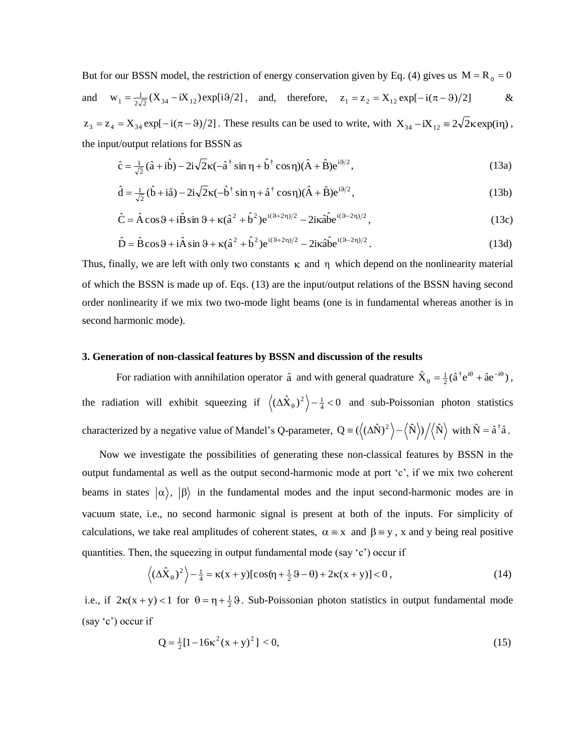But for our BSSN model, the restriction of energy conservation given by Eq. (4) gives us $M = R_0 = 0$ and $w_1 = \frac{1}{2\sqrt{2}}(X_{34} - iX_{12})\exp[i\vartheta/2]$, and, therefore, $z_1 = z_2 = X_{12}\exp[-i(\pi - \vartheta)/2]$ & $z_3 = z_4 = X_{34}\exp[-i(\pi - \vartheta)/2]$. These results can be used to write, with $X_{34} - iX_{12} \equiv 2\sqrt{2}\kappa\exp(i\eta)$, the input/output relations for BSSN as

$$\hat{c} = \tfrac{1}{\sqrt{2}}(\hat{a} + i\hat{b}) - 2i\sqrt{2}\kappa(-\hat{a}^\dagger \sin\eta + \hat{b}^\dagger \cos\eta)(\hat{A} + \hat{B})e^{i\vartheta/2}, \tag{13a}$$

$$\hat{d} = \tfrac{1}{\sqrt{2}}(\hat{b} + i\hat{a}) - 2i\sqrt{2}\kappa(-\hat{b}^\dagger \sin\eta + \hat{a}^\dagger \cos\eta)(\hat{A} + \hat{B})e^{i\vartheta/2}, \tag{13b}$$

$$\hat{C} = \hat{A}\cos\vartheta + i\hat{B}\sin\vartheta + \kappa(\hat{a}^2 + \hat{b}^2)e^{i(\vartheta + 2\eta)/2} - 2i\kappa\hat{a}\hat{b}e^{i(\vartheta - 2\eta)/2}, \tag{13c}$$

$$\hat{D} = \hat{B}\cos\vartheta + i\hat{A}\sin\vartheta + \kappa(\hat{a}^2 + \hat{b}^2)e^{i(\vartheta + 2\eta)/2} - 2i\kappa\hat{a}\hat{b}e^{i(\vartheta - 2\eta)/2}. \tag{13d}$$

Thus, finally, we are left with only two constants $\kappa$ and $\eta$ which depend on the nonlinearity material of which the BSSN is made up of. Eqs. (13) are the input/output relations of the BSSN having second order nonlinearity if we mix two two-mode light beams (one is in fundamental whereas another is in second harmonic mode).

### 3. Generation of non-classical features by BSSN and discussion of the results

For radiation with annihilation operator $\hat{a}$ and with general quadrature $\hat{X}_\theta = \frac{1}{2}(\hat{a}^\dagger e^{i\theta} + \hat{a}e^{-i\theta})$, the radiation will exhibit squeezing if $\left\langle(\Delta\hat{X}_\theta)^2\right\rangle - \frac{1}{4} < 0$ and sub-Poissonian photon statistics characterized by a negative value of Mandel's Q-parameter, $Q \equiv (\left\langle(\Delta\hat{N})^2\right\rangle - \left\langle\hat{N}\right\rangle)/\left\langle\hat{N}\right\rangle$ with $\hat{N} = \hat{a}^\dagger\hat{a}$.

Now we investigate the possibilities of generating these non-classical features by BSSN in the output fundamental as well as the output second-harmonic mode at port 'c', if we mix two coherent beams in states $|\alpha\rangle$, $|\beta\rangle$ in the fundamental modes and the input second-harmonic modes are in vacuum state, i.e., no second harmonic signal is present at both of the inputs. For simplicity of calculations, we take real amplitudes of coherent states, $\alpha \equiv x$ and $\beta \equiv y$, x and y being real positive quantities. Then, the squeezing in output fundamental mode (say 'c') occur if

$$\left\langle(\Delta\hat{X}_\theta)^2\right\rangle - \tfrac{1}{4} = \kappa(x + y)[\cos(\eta + \tfrac{1}{2}\vartheta - \theta) + 2\kappa(x + y)] < 0, \tag{14}$$

i.e., if $2\kappa(x + y) < 1$ for $\theta = \eta + \frac{1}{2}\vartheta$. Sub-Poissonian photon statistics in output fundamental mode (say 'c') occur if

$$Q = \tfrac{1}{2}[1 - 16\kappa^2(x + y)^2] < 0, \tag{15}$$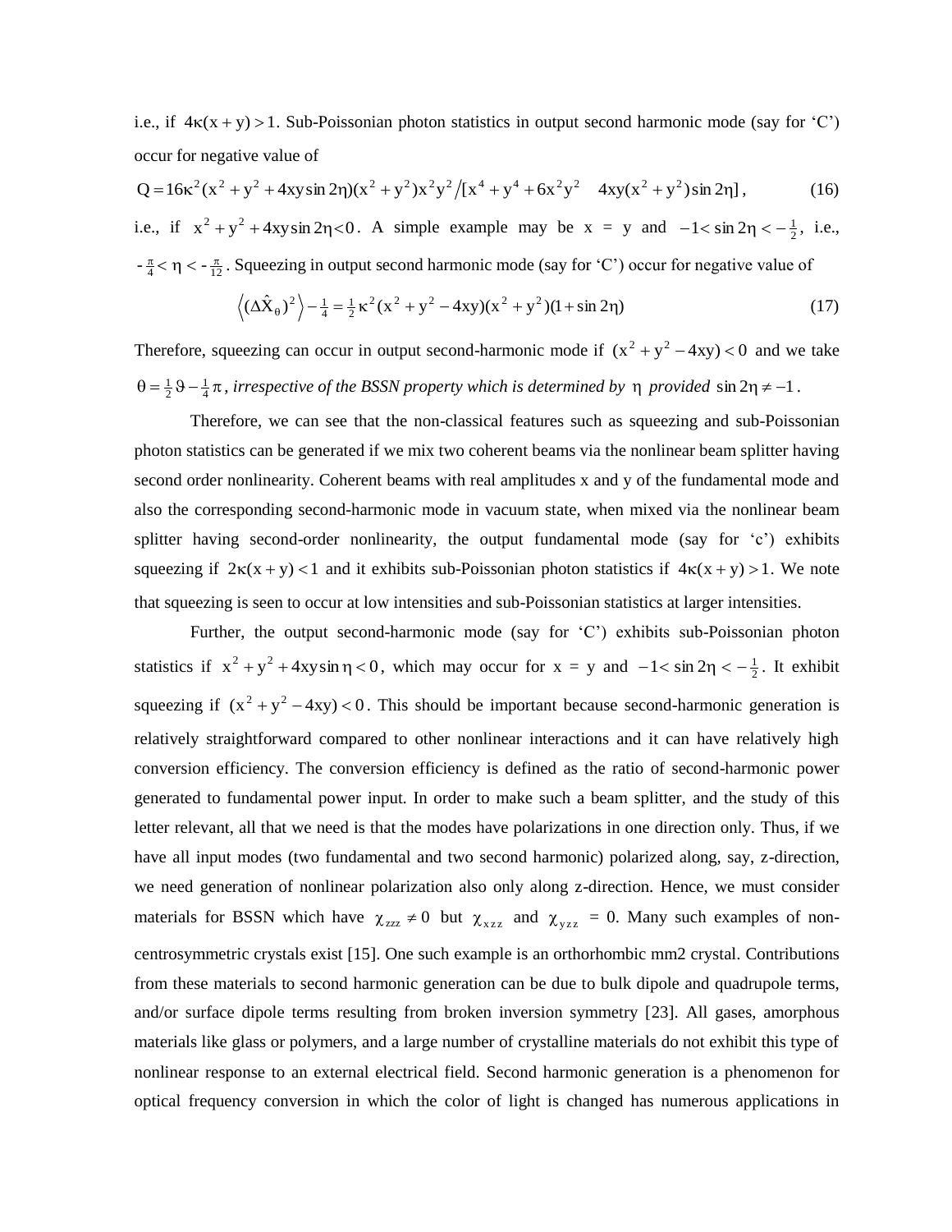i.e., if $4\kappa(x+y) > 1$. Sub-Poissonian photon statistics in output second harmonic mode (say for 'C') occur for negative value of

$$Q = 16\kappa^2(x^2 + y^2 + 4xy\sin 2\eta)(x^2 + y^2)x^2y^2 / [x^4 + y^4 + 6x^2y^2 \quad 4xy(x^2 + y^2)\sin 2\eta], \tag{16}$$

i.e., if $x^2 + y^2 + 4xy\sin 2\eta < 0$. A simple example may be x = y and $-1 < \sin 2\eta < -\frac{1}{2}$, i.e., $-\frac{\pi}{4} < \eta < -\frac{\pi}{12}$. Squeezing in output second harmonic mode (say for 'C') occur for negative value of

$$\left\langle (\Delta \hat{X}_\theta)^2 \right\rangle - \tfrac{1}{4} = \tfrac{1}{2}\kappa^2(x^2 + y^2 - 4xy)(x^2 + y^2)(1 + \sin 2\eta) \tag{17}$$

Therefore, squeezing can occur in output second-harmonic mode if $(x^2 + y^2 - 4xy) < 0$ and we take $\theta = \frac{1}{2}\vartheta - \frac{1}{4}\pi$, *irrespective of the BSSN property which is determined by* $\eta$ *provided* $\sin 2\eta \neq -1$.

Therefore, we can see that the non-classical features such as squeezing and sub-Poissonian photon statistics can be generated if we mix two coherent beams via the nonlinear beam splitter having second order nonlinearity. Coherent beams with real amplitudes x and y of the fundamental mode and also the corresponding second-harmonic mode in vacuum state, when mixed via the nonlinear beam splitter having second-order nonlinearity, the output fundamental mode (say for 'c') exhibits squeezing if $2\kappa(x+y) < 1$ and it exhibits sub-Poissonian photon statistics if $4\kappa(x+y) > 1$. We note that squeezing is seen to occur at low intensities and sub-Poissonian statistics at larger intensities.

Further, the output second-harmonic mode (say for 'C') exhibits sub-Poissonian photon statistics if $x^2 + y^2 + 4xy\sin\eta < 0$, which may occur for x = y and $-1 < \sin 2\eta < -\frac{1}{2}$. It exhibit squeezing if $(x^2 + y^2 - 4xy) < 0$. This should be important because second-harmonic generation is relatively straightforward compared to other nonlinear interactions and it can have relatively high conversion efficiency. The conversion efficiency is defined as the ratio of second-harmonic power generated to fundamental power input. In order to make such a beam splitter, and the study of this letter relevant, all that we need is that the modes have polarizations in one direction only. Thus, if we have all input modes (two fundamental and two second harmonic) polarized along, say, z-direction, we need generation of nonlinear polarization also only along z-direction. Hence, we must consider materials for BSSN which have $\chi_{zzz} \neq 0$ but $\chi_{xzz}$ and $\chi_{yzz}$ = 0. Many such examples of non-centrosymmetric crystals exist [15]. One such example is an orthorhombic mm2 crystal. Contributions from these materials to second harmonic generation can be due to bulk dipole and quadrupole terms, and/or surface dipole terms resulting from broken inversion symmetry [23]. All gases, amorphous materials like glass or polymers, and a large number of crystalline materials do not exhibit this type of nonlinear response to an external electrical field. Second harmonic generation is a phenomenon for optical frequency conversion in which the color of light is changed has numerous applications in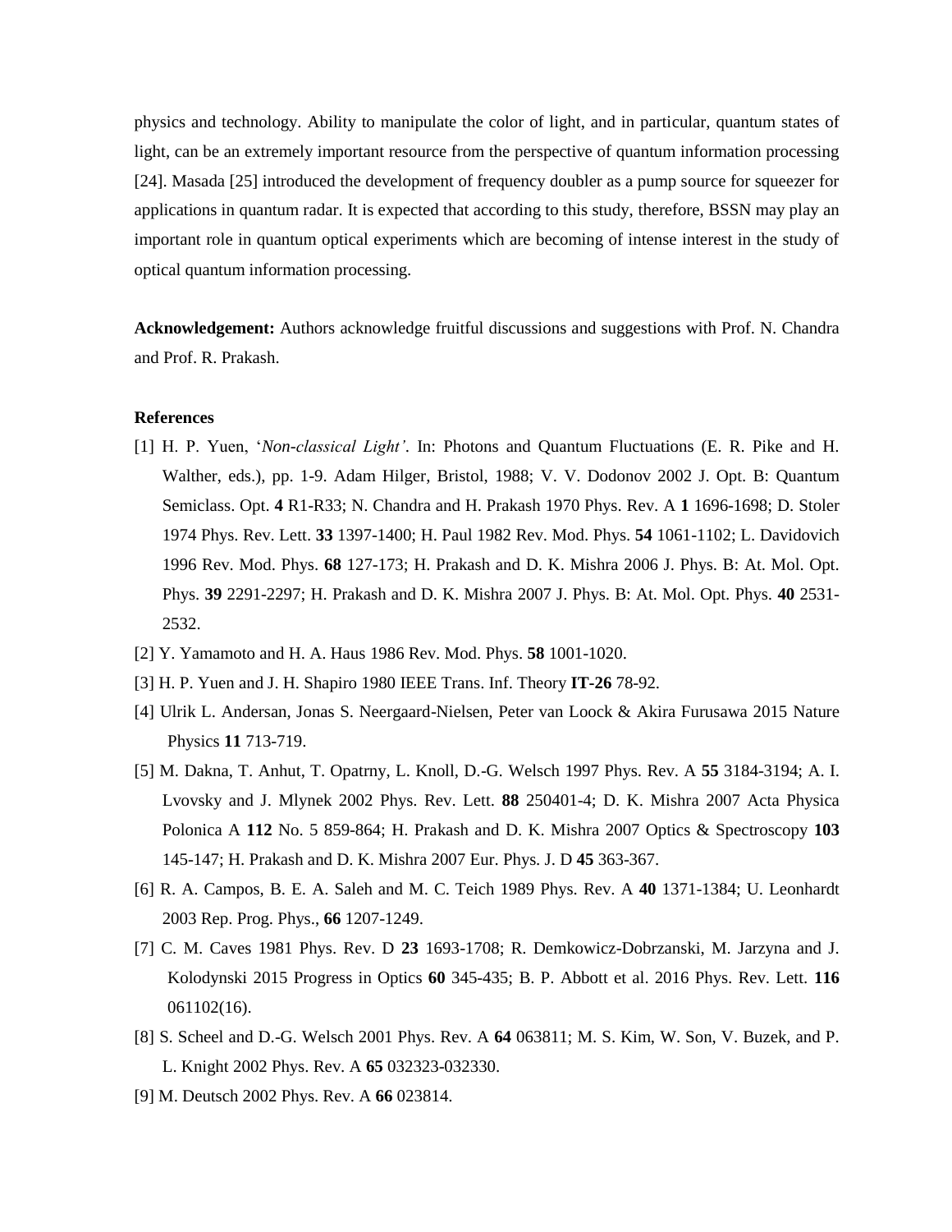physics and technology. Ability to manipulate the color of light, and in particular, quantum states of light, can be an extremely important resource from the perspective of quantum information processing [24]. Masada [25] introduced the development of frequency doubler as a pump source for squeezer for applications in quantum radar. It is expected that according to this study, therefore, BSSN may play an important role in quantum optical experiments which are becoming of intense interest in the study of optical quantum information processing.

**Acknowledgement:** Authors acknowledge fruitful discussions and suggestions with Prof. N. Chandra and Prof. R. Prakash.

**References**

[1] H. P. Yuen, '*Non-classical Light'*. In: Photons and Quantum Fluctuations (E. R. Pike and H. Walther, eds.), pp. 1-9. Adam Hilger, Bristol, 1988; V. V. Dodonov 2002 J. Opt. B: Quantum Semiclass. Opt. **4** R1-R33; N. Chandra and H. Prakash 1970 Phys. Rev. A **1** 1696-1698; D. Stoler 1974 Phys. Rev. Lett. **33** 1397-1400; H. Paul 1982 Rev. Mod. Phys. **54** 1061-1102; L. Davidovich 1996 Rev. Mod. Phys. **68** 127-173; H. Prakash and D. K. Mishra 2006 J. Phys. B: At. Mol. Opt. Phys. **39** 2291-2297; H. Prakash and D. K. Mishra 2007 J. Phys. B: At. Mol. Opt. Phys. **40** 2531-2532.

[2] Y. Yamamoto and H. A. Haus 1986 Rev. Mod. Phys. **58** 1001-1020.

[3] H. P. Yuen and J. H. Shapiro 1980 IEEE Trans. Inf. Theory **IT-26** 78-92.

[4] Ulrik L. Andersan, Jonas S. Neergaard-Nielsen, Peter van Loock & Akira Furusawa 2015 Nature Physics **11** 713-719.

[5] M. Dakna, T. Anhut, T. Opatrny, L. Knoll, D.-G. Welsch 1997 Phys. Rev. A **55** 3184-3194; A. I. Lvovsky and J. Mlynek 2002 Phys. Rev. Lett. **88** 250401-4; D. K. Mishra 2007 Acta Physica Polonica A **112** No. 5 859-864; H. Prakash and D. K. Mishra 2007 Optics & Spectroscopy **103** 145-147; H. Prakash and D. K. Mishra 2007 Eur. Phys. J. D **45** 363-367.

[6] R. A. Campos, B. E. A. Saleh and M. C. Teich 1989 Phys. Rev. A **40** 1371-1384; U. Leonhardt 2003 Rep. Prog. Phys., **66** 1207-1249.

[7] C. M. Caves 1981 Phys. Rev. D **23** 1693-1708; R. Demkowicz-Dobrzanski, M. Jarzyna and J. Kolodynski 2015 Progress in Optics **60** 345-435; B. P. Abbott et al. 2016 Phys. Rev. Lett. **116** 061102(16).

[8] S. Scheel and D.-G. Welsch 2001 Phys. Rev. A **64** 063811; M. S. Kim, W. Son, V. Buzek, and P. L. Knight 2002 Phys. Rev. A **65** 032323-032330.

[9] M. Deutsch 2002 Phys. Rev. A **66** 023814.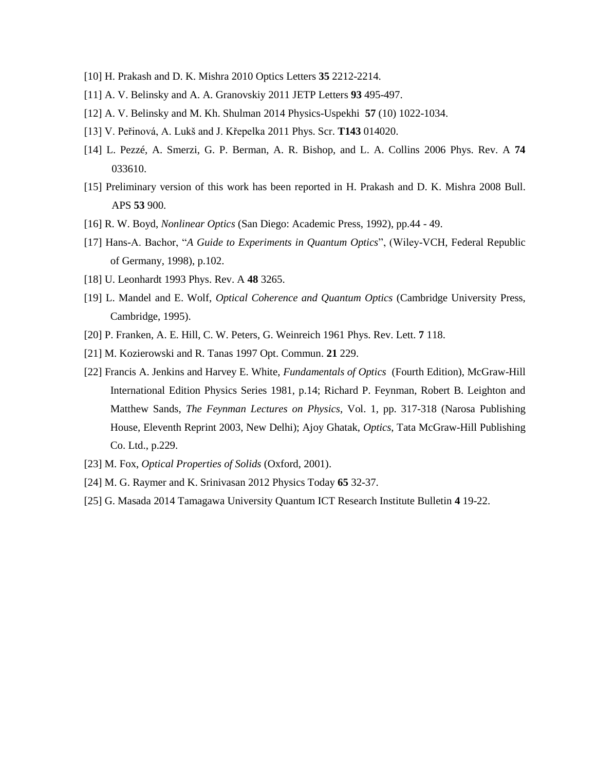[10] H. Prakash and D. K. Mishra 2010 Optics Letters **35** 2212-2214.

[11] A. V. Belinsky and A. A. Granovskiy 2011 JETP Letters **93** 495-497.

[12] A. V. Belinsky and M. Kh. Shulman 2014 Physics-Uspekhi **57** (10) 1022-1034.

[13] V. Peřinová, A. Lukš and J. Křepelka 2011 Phys. Scr. **T143** 014020.

[14] L. Pezzé, A. Smerzi, G. P. Berman, A. R. Bishop, and L. A. Collins 2006 Phys. Rev. A **74** 033610.

[15] Preliminary version of this work has been reported in H. Prakash and D. K. Mishra 2008 Bull. APS **53** 900.

[16] R. W. Boyd, *Nonlinear Optics* (San Diego: Academic Press, 1992), pp.44 - 49.

[17] Hans-A. Bachor, "*A Guide to Experiments in Quantum Optics*", (Wiley-VCH, Federal Republic of Germany, 1998), p.102.

[18] U. Leonhardt 1993 Phys. Rev. A **48** 3265.

[19] L. Mandel and E. Wolf, *Optical Coherence and Quantum Optics* (Cambridge University Press, Cambridge, 1995).

[20] P. Franken, A. E. Hill, C. W. Peters, G. Weinreich 1961 Phys. Rev. Lett. **7** 118.

[21] M. Kozierowski and R. Tanas 1997 Opt. Commun. **21** 229.

[22] Francis A. Jenkins and Harvey E. White, *Fundamentals of Optics* (Fourth Edition), McGraw-Hill International Edition Physics Series 1981, p.14; Richard P. Feynman, Robert B. Leighton and Matthew Sands, *The Feynman Lectures on Physics*, Vol. 1, pp. 317-318 (Narosa Publishing House, Eleventh Reprint 2003, New Delhi); Ajoy Ghatak, *Optics*, Tata McGraw-Hill Publishing Co. Ltd., p.229.

[23] M. Fox, *Optical Properties of Solids* (Oxford, 2001).

[24] M. G. Raymer and K. Srinivasan 2012 Physics Today **65** 32-37.

[25] G. Masada 2014 Tamagawa University Quantum ICT Research Institute Bulletin **4** 19-22.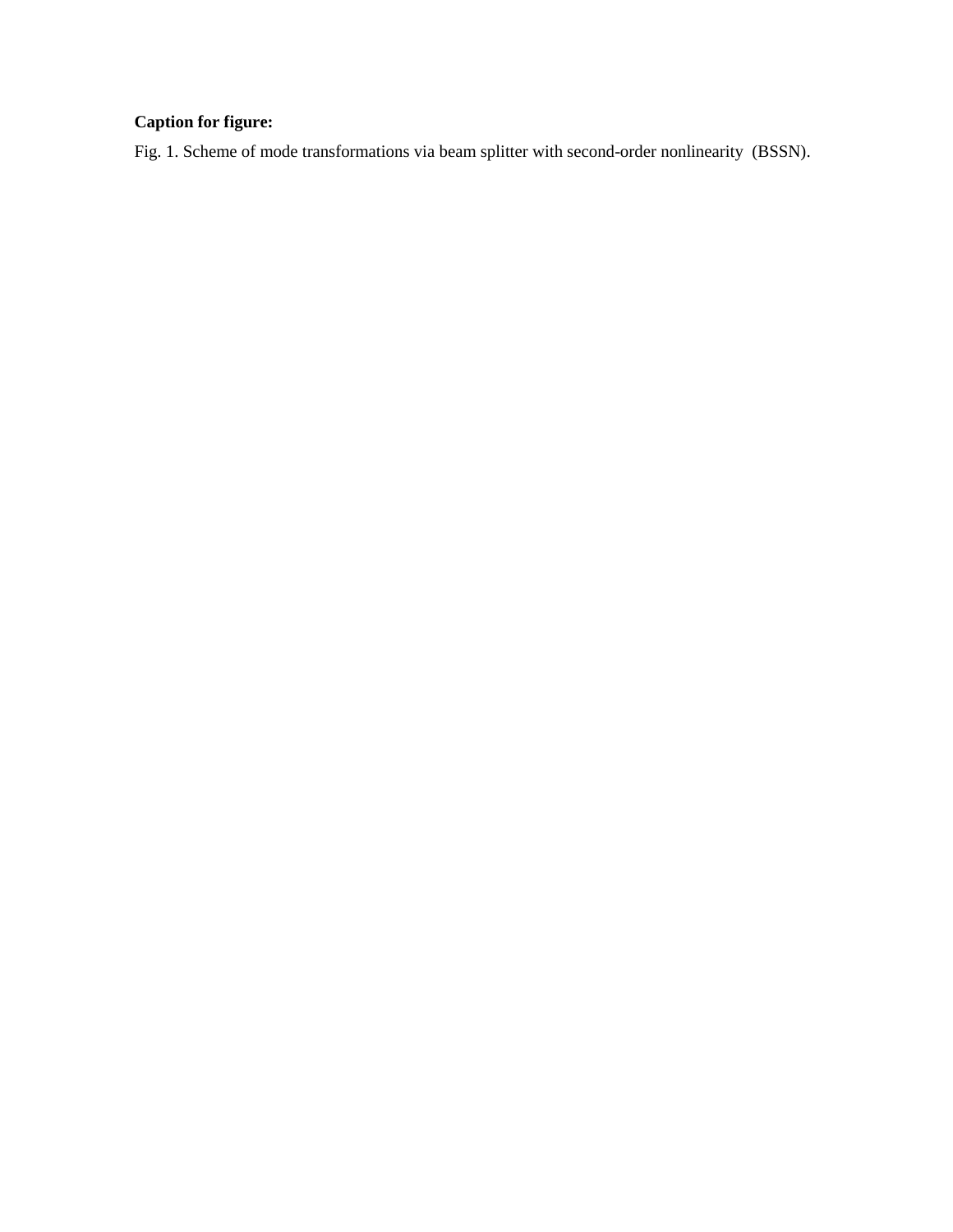**Caption for figure:**

Fig. 1. Scheme of mode transformations via beam splitter with second-order nonlinearity (BSSN).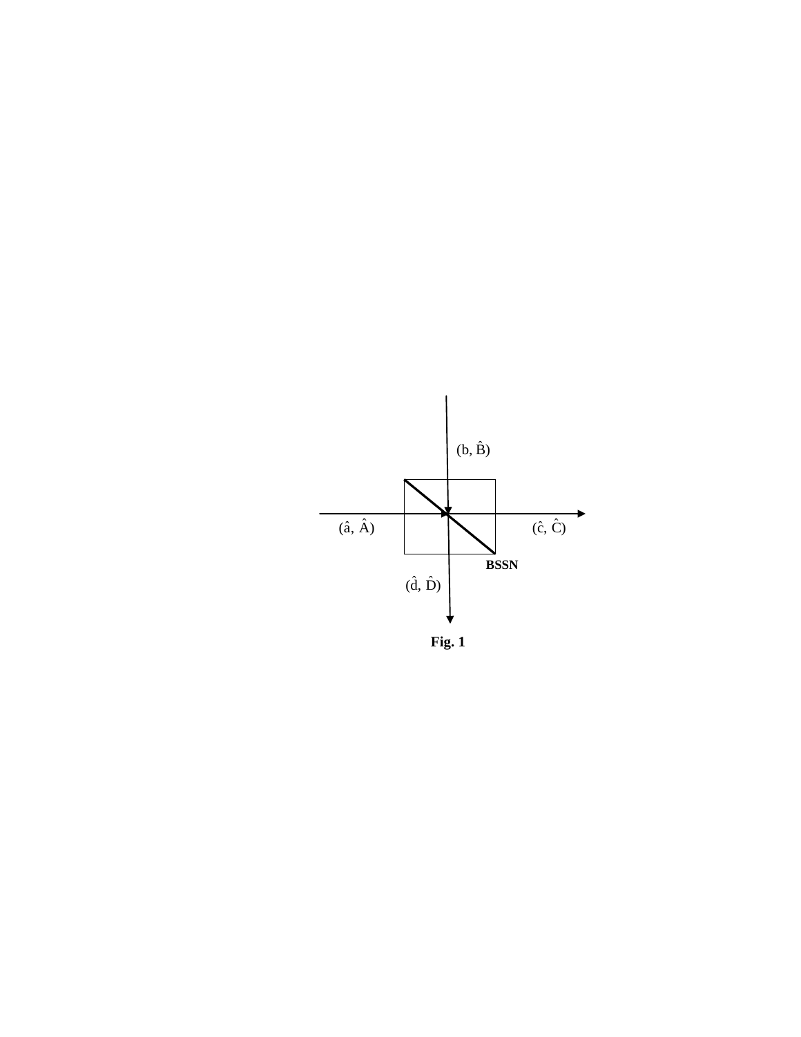$(b, \hat{B})$

$(\hat{a}, \hat{A})$

$(\hat{c}, \hat{C})$

**BSSN**

$(\hat{d}, \hat{D})$

**Fig. 1**